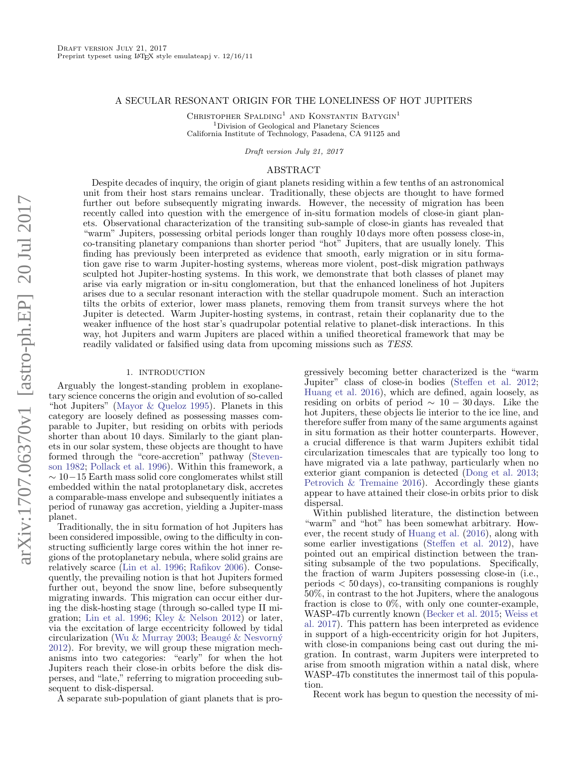# A SECULAR RESONANT ORIGIN FOR THE LONELINESS OF HOT JUPITERS

Christopher Spalding[1] and Konstantin Batygin[1]

[1]Division of Geological and Planetary Sciences
California Institute of Technology, Pasadena, CA 91125 and

*Draft version July 21, 2017*

## ABSTRACT

Despite decades of inquiry, the origin of giant planets residing within a few tenths of an astronomical unit from their host stars remains unclear. Traditionally, these objects are thought to have formed further out before subsequently migrating inwards. However, the necessity of migration has been recently called into question with the emergence of in-situ formation models of close-in giant planets. Observational characterization of the transiting sub-sample of close-in giants has revealed that "warm" Jupiters, possessing orbital periods longer than roughly 10 days more often possess close-in, co-transiting planetary companions than shorter period "hot" Jupiters, that are usually lonely. This finding has previously been interpreted as evidence that smooth, early migration or in situ formation gave rise to warm Jupiter-hosting systems, whereas more violent, post-disk migration pathways sculpted hot Jupiter-hosting systems. In this work, we demonstrate that both classes of planet may arise via early migration or in-situ conglomeration, but that the enhanced loneliness of hot Jupiters arises due to a secular resonant interaction with the stellar quadrupole moment. Such an interaction tilts the orbits of exterior, lower mass planets, removing them from transit surveys where the hot Jupiter is detected. Warm Jupiter-hosting systems, in contrast, retain their coplanarity due to the weaker influence of the host star's quadrupolar potential relative to planet-disk interactions. In this way, hot Jupiters and warm Jupiters are placed within a unified theoretical framework that may be readily validated or falsified using data from upcoming missions such as *TESS*.

## 1. INTRODUCTION

Arguably the longest-standing problem in exoplanetary science concerns the origin and evolution of so-called "hot Jupiters" (Mayor & Queloz 1995). Planets in this category are loosely defined as possessing masses comparable to Jupiter, but residing on orbits with periods shorter than about 10 days. Similarly to the giant planets in our solar system, these objects are thought to have formed through the "core-accretion" pathway (Stevenson 1982; Pollack et al. 1996). Within this framework, a $\sim 10-15$ Earth mass solid core conglomerates whilst still embedded within the natal protoplanetary disk, accretes a comparable-mass envelope and subsequently initiates a period of runaway gas accretion, yielding a Jupiter-mass planet.

Traditionally, the in situ formation of hot Jupiters has been considered impossible, owing to the difficulty in constructing sufficiently large cores within the hot inner regions of the protoplanetary nebula, where solid grains are relatively scarce (Lin et al. 1996; Rafikov 2006). Consequently, the prevailing notion is that hot Jupiters formed further out, beyond the snow line, before subsequently migrating inwards. This migration can occur either during the disk-hosting stage (through so-called type II migration; Lin et al. 1996; Kley & Nelson 2012) or later, via the excitation of large eccentricity followed by tidal circularization (Wu & Murray 2003; Beaugé & Nesvorný 2012). For brevity, we will group these migration mechanisms into two categories: "early" for when the hot Jupiters reach their close-in orbits before the disk disperses, and "late," referring to migration proceeding subsequent to disk-dispersal.

A separate sub-population of giant planets that is progressively becoming better characterized is the "warm Jupiter" class of close-in bodies (Steffen et al. 2012; Huang et al. 2016), which are defined, again loosely, as residing on orbits of period $\sim 10-30$ days. Like the hot Jupiters, these objects lie interior to the ice line, and therefore suffer from many of the same arguments against in situ formation as their hotter counterparts. However, a crucial difference is that warm Jupiters exhibit tidal circularization timescales that are typically too long to have migrated via a late pathway, particularly when no exterior giant companion is detected (Dong et al. 2013; Petrovich & Tremaine 2016). Accordingly these giants appear to have attained their close-in orbits prior to disk dispersal.

Within published literature, the distinction between "warm" and "hot" has been somewhat arbitrary. However, the recent study of Huang et al. (2016), along with some earlier investigations (Steffen et al. 2012), have pointed out an empirical distinction between the transiting subsample of the two populations. Specifically, the fraction of warm Jupiters possessing close-in (i.e., periods $< 50$ days), co-transiting companions is roughly 50%, in contrast to the hot Jupiters, where the analogous fraction is close to 0%, with only one counter-example, WASP-47b currently known (Becker et al. 2015; Weiss et al. 2017). This pattern has been interpreted as evidence in support of a high-eccentricity origin for hot Jupiters, with close-in companions being cast out during the migration. In contrast, warm Jupiters were interpreted to arise from smooth migration within a natal disk, where WASP-47b constitutes the innermost tail of this population.

Recent work has begun to question the necessity of mi-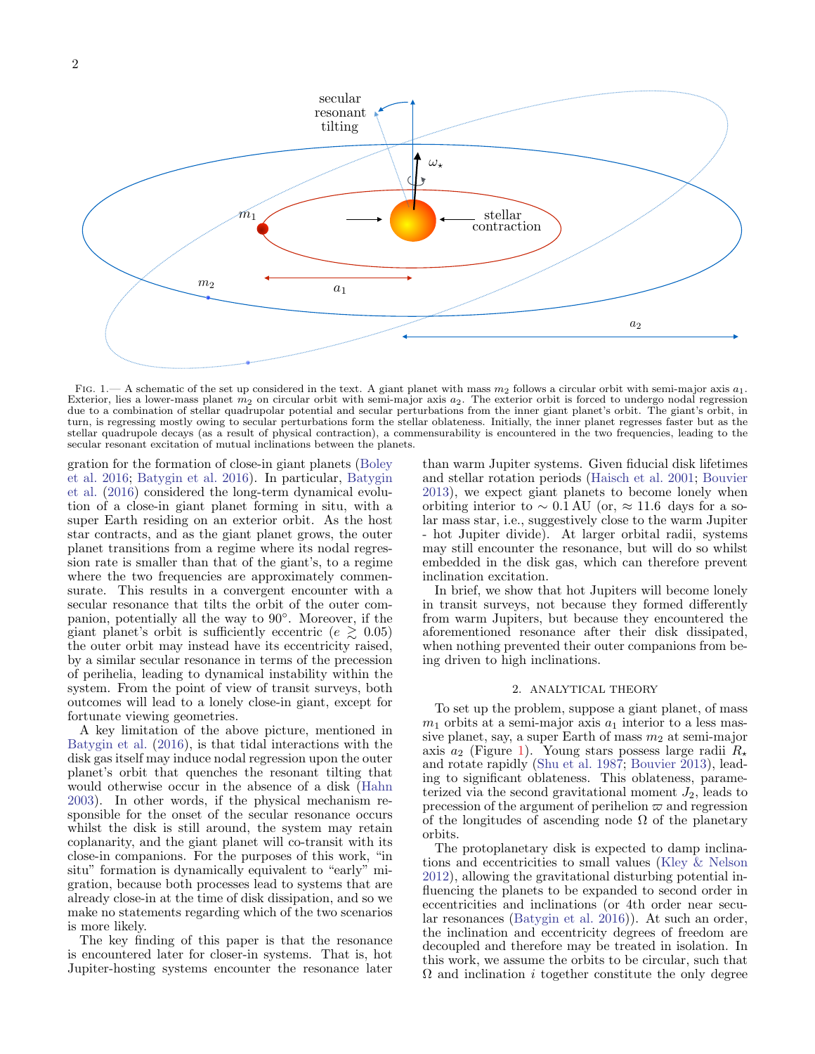Fig. 1.— A schematic of the set up considered in the text. A giant planet with mass $m_2$ follows a circular orbit with semi-major axis $a_1$. Exterior, lies a lower-mass planet $m_2$ on circular orbit with semi-major axis $a_2$. The exterior orbit is forced to undergo nodal regression due to a combination of stellar quadrupolar potential and secular perturbations from the inner giant planet's orbit. The giant's orbit, in turn, is regressing mostly owing to secular perturbations form the stellar oblateness. Initially, the inner planet regresses faster but as the stellar quadrupole decays (as a result of physical contraction), a commensurability is encountered in the two frequencies, leading to the secular resonant excitation of mutual inclinations between the planets.

gration for the formation of close-in giant planets (Boley et al. 2016; Batygin et al. 2016). In particular, Batygin et al. (2016) considered the long-term dynamical evolution of a close-in giant planet forming in situ, with a super Earth residing on an exterior orbit. As the host star contracts, and as the giant planet grows, the outer planet transitions from a regime where its nodal regression rate is smaller than that of the giant's, to a regime where the two frequencies are approximately commensurate. This results in a convergent encounter with a secular resonance that tilts the orbit of the outer companion, potentially all the way to 90°. Moreover, if the giant planet's orbit is sufficiently eccentric ($e \gtrsim 0.05$) the outer orbit may instead have its eccentricity raised, by a similar secular resonance in terms of the precession of perihelia, leading to dynamical instability within the system. From the point of view of transit surveys, both outcomes will lead to a lonely close-in giant, except for fortunate viewing geometries.

A key limitation of the above picture, mentioned in Batygin et al. (2016), is that tidal interactions with the disk gas itself may induce nodal regression upon the outer planet's orbit that quenches the resonant tilting that would otherwise occur in the absence of a disk (Hahn 2003). In other words, if the physical mechanism responsible for the onset of the secular resonance occurs whilst the disk is still around, the system may retain coplanarity, and the giant planet will co-transit with its close-in companions. For the purposes of this work, "in situ" formation is dynamically equivalent to "early" migration, because both processes lead to systems that are already close-in at the time of disk dissipation, and so we make no statements regarding which of the two scenarios is more likely.

The key finding of this paper is that the resonance is encountered later for closer-in systems. That is, hot Jupiter-hosting systems encounter the resonance later than warm Jupiter systems. Given fiducial disk lifetimes and stellar rotation periods (Haisch et al. 2001; Bouvier 2013), we expect giant planets to become lonely when orbiting interior to $\sim 0.1\,\mathrm{AU}$ (or, $\approx 11.6$ days for a solar mass star, i.e., suggestively close to the warm Jupiter - hot Jupiter divide). At larger orbital radii, systems may still encounter the resonance, but will do so whilst embedded in the disk gas, which can therefore prevent inclination excitation.

In brief, we show that hot Jupiters will become lonely in transit surveys, not because they formed differently from warm Jupiters, but because they encountered the aforementioned resonance after their disk dissipated, when nothing prevented their outer companions from being driven to high inclinations.

## 2. ANALYTICAL THEORY

To set up the problem, suppose a giant planet, of mass $m_1$ orbits at a semi-major axis $a_1$ interior to a less massive planet, say, a super Earth of mass $m_2$ at semi-major axis $a_2$ (Figure 1). Young stars possess large radii $R_\star$ and rotate rapidly (Shu et al. 1987; Bouvier 2013), leading to significant oblateness. This oblateness, parameterized via the second gravitational moment $J_2$, leads to precession of the argument of perihelion $\varpi$ and regression of the longitudes of ascending node $\Omega$ of the planetary orbits.

The protoplanetary disk is expected to damp inclinations and eccentricities to small values (Kley & Nelson 2012), allowing the gravitational disturbing potential influencing the planets to be expanded to second order in eccentricities and inclinations (or 4th order near secular resonances (Batygin et al. 2016)). At such an order, the inclination and eccentricity degrees of freedom are decoupled and therefore may be treated in isolation. In this work, we assume the orbits to be circular, such that $\Omega$ and inclination $i$ together constitute the only degree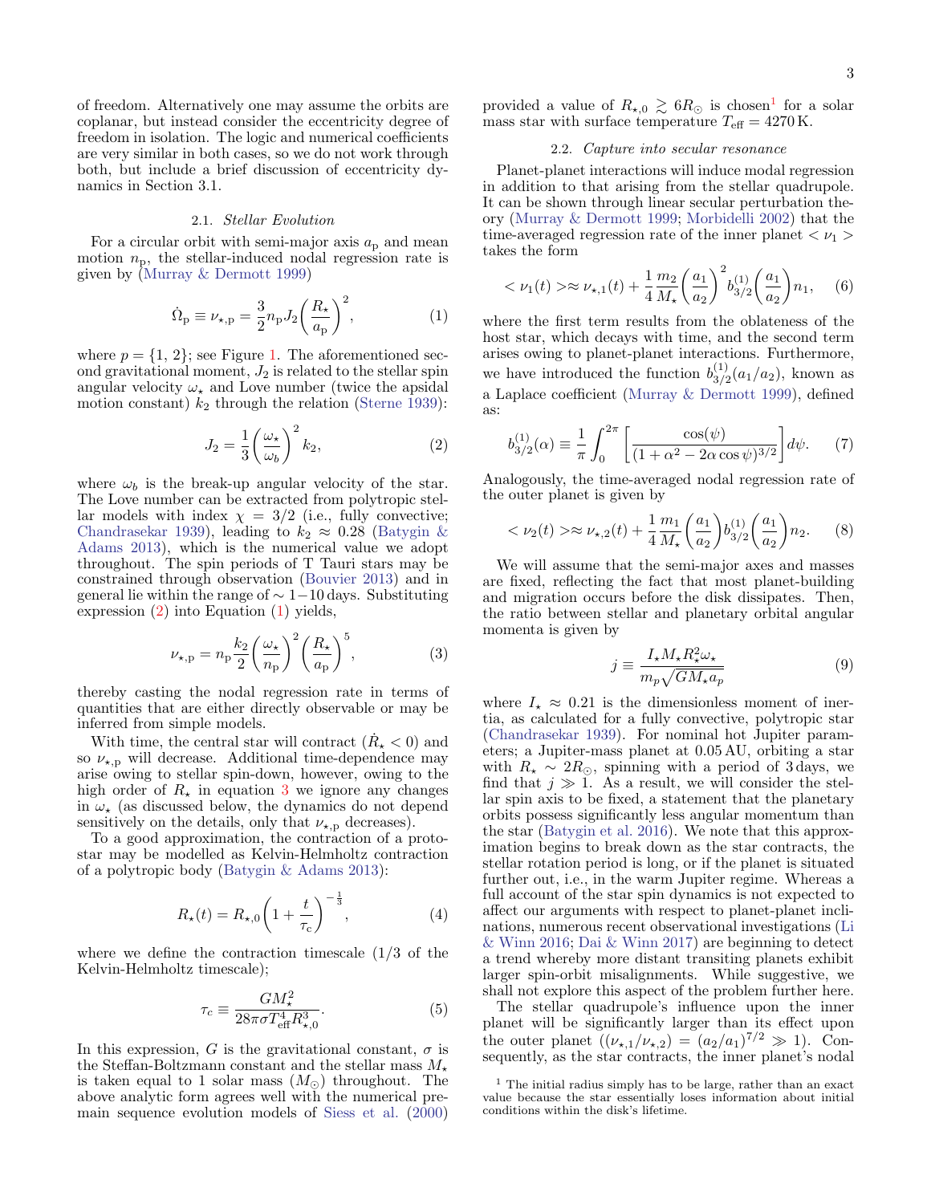of freedom. Alternatively one may assume the orbits are coplanar, but instead consider the eccentricity degree of freedom in isolation. The logic and numerical coefficients are very similar in both cases, so we do not work through both, but include a brief discussion of eccentricity dynamics in Section 3.1.

### 2.1. *Stellar Evolution*

For a circular orbit with semi-major axis $a_{\rm p}$ and mean motion $n_{\rm p}$, the stellar-induced nodal regression rate is given by (Murray & Dermott 1999)

$$\dot{\Omega}_{\rm p} \equiv \nu_{\star,\rm p} = \frac{3}{2} n_{\rm p} J_2 \bigg(\frac{R_\star}{a_{\rm p}}\bigg)^2, \tag{1}$$

where $p = \{1, 2\}$; see Figure 1. The aforementioned second gravitational moment, $J_2$ is related to the stellar spin angular velocity $\omega_\star$ and Love number (twice the apsidal motion constant) $k_2$ through the relation (Sterne 1939):

$$J_2 = \frac{1}{3}\bigg(\frac{\omega_\star}{\omega_b}\bigg)^2 k_2, \tag{2}$$

where $\omega_b$ is the break-up angular velocity of the star. The Love number can be extracted from polytropic stellar models with index $\chi = 3/2$ (i.e., fully convective; Chandrasekar 1939), leading to $k_2 \approx 0.28$ (Batygin & Adams 2013), which is the numerical value we adopt throughout. The spin periods of T Tauri stars may be constrained through observation (Bouvier 2013) and in general lie within the range of $\sim 1-10$ days. Substituting expression (2) into Equation (1) yields,

$$\nu_{\star,\rm p} = n_{\rm p}\frac{k_2}{2}\bigg(\frac{\omega_\star}{n_{\rm p}}\bigg)^2\bigg(\frac{R_\star}{a_{\rm p}}\bigg)^5, \tag{3}$$

thereby casting the nodal regression rate in terms of quantities that are either directly observable or may be inferred from simple models.

With time, the central star will contract ($\dot{R}_\star < 0$) and so $\nu_{\star,\rm p}$ will decrease. Additional time-dependence may arise owing to stellar spin-down, however, owing to the high order of $R_\star$ in equation 3 we ignore any changes in $\omega_\star$ (as discussed below, the dynamics do not depend sensitively on the details, only that $\nu_{\star,\rm p}$ decreases).

To a good approximation, the contraction of a protostar may be modelled as Kelvin-Helmholtz contraction of a polytropic body (Batygin & Adams 2013):

$$R_\star(t) = R_{\star,0}\bigg(1+\frac{t}{\tau_{\rm c}}\bigg)^{-\frac{1}{3}}, \tag{4}$$

where we define the contraction timescale (1/3 of the Kelvin-Helmholtz timescale);

$$\tau_c \equiv \frac{GM_\star^2}{28\pi\sigma T_{\rm eff}^4 R_{\star,0}^3}. \tag{5}$$

In this expression, $G$ is the gravitational constant, $\sigma$ is the Steffan-Boltzmann constant and the stellar mass $M_\star$ is taken equal to 1 solar mass ($M_\odot$) throughout. The above analytic form agrees well with the numerical pre-main sequence evolution models of Siess et al. (2000) provided a value of $R_{\star,0} \gtrsim 6R_\odot$ is chosen[1] for a solar mass star with surface temperature $T_{\rm eff} = 4270\,$K.

### 2.2. *Capture into secular resonance*

Planet-planet interactions will induce modal regression in addition to that arising from the stellar quadrupole. It can be shown through linear secular perturbation theory (Murray & Dermott 1999; Morbidelli 2002) that the time-averaged regression rate of the inner planet $<\nu_1>$ takes the form

$$<\nu_1(t)> \approx \nu_{\star,1}(t) + \frac{1}{4}\frac{m_2}{M_\star}\bigg(\frac{a_1}{a_2}\bigg)^2 b_{3/2}^{(1)}\bigg(\frac{a_1}{a_2}\bigg)n_1, \tag{6}$$

where the first term results from the oblateness of the host star, which decays with time, and the second term arises owing to planet-planet interactions. Furthermore, we have introduced the function $b_{3/2}^{(1)}(a_1/a_2)$, known as a Laplace coefficient (Murray & Dermott 1999), defined as:

$$b_{3/2}^{(1)}(\alpha) \equiv \frac{1}{\pi}\int_0^{2\pi}\bigg[\frac{\cos(\psi)}{(1+\alpha^2-2\alpha\cos\psi)^{3/2}}\bigg]d\psi. \tag{7}$$

Analogously, the time-averaged nodal regression rate of the outer planet is given by

$$<\nu_2(t)> \approx \nu_{\star,2}(t) + \frac{1}{4}\frac{m_1}{M_\star}\bigg(\frac{a_1}{a_2}\bigg) b_{3/2}^{(1)}\bigg(\frac{a_1}{a_2}\bigg)n_2. \tag{8}$$

We will assume that the semi-major axes and masses are fixed, reflecting the fact that most planet-building and migration occurs before the disk dissipates. Then, the ratio between stellar and planetary orbital angular momenta is given by

$$j \equiv \frac{I_\star M_\star R_\star^2 \omega_\star}{m_p\sqrt{GM_\star a_p}} \tag{9}$$

where $I_\star \approx 0.21$ is the dimensionless moment of inertia, as calculated for a fully convective, polytropic star (Chandrasekar 1939). For nominal hot Jupiter parameters; a Jupiter-mass planet at 0.05 AU, orbiting a star with $R_\star \sim 2R_\odot$, spinning with a period of 3 days, we find that $j \gg 1$. As a result, we will consider the stellar spin axis to be fixed, a statement that the planetary orbits possess significantly less angular momentum than the star (Batygin et al. 2016). We note that this approximation begins to break down as the star contracts, the stellar rotation period is long, or if the planet is situated further out, i.e., in the warm Jupiter regime. Whereas a full account of the star spin dynamics is not expected to affect our arguments with respect to planet-planet inclinations, numerous recent observational investigations (Li & Winn 2016; Dai & Winn 2017) are beginning to detect a trend whereby more distant transiting planets exhibit larger spin-orbit misalignments. While suggestive, we shall not explore this aspect of the problem further here.

The stellar quadrupole's influence upon the inner planet will be significantly larger than its effect upon the outer planet ($(\nu_{\star,1}/\nu_{\star,2}) = (a_2/a_1)^{7/2} \gg 1$). Consequently, as the star contracts, the inner planet's nodal

[1] The initial radius simply has to be large, rather than an exact value because the star essentially loses information about initial conditions within the disk's lifetime.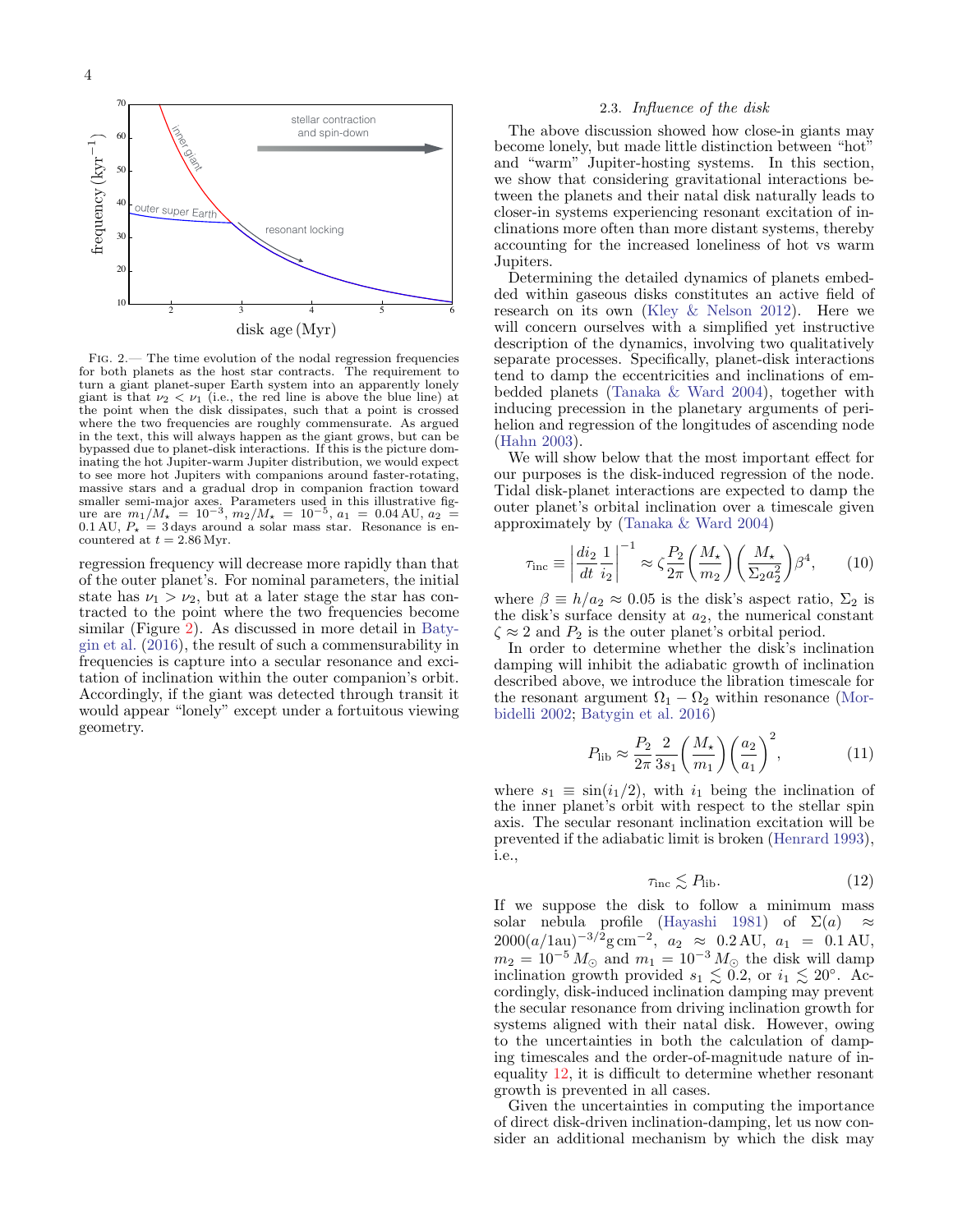FIG. 2.— The time evolution of the nodal regression frequencies for both planets as the host star contracts. The requirement to turn a giant planet-super Earth system into an apparently lonely giant is that $\nu_2 < \nu_1$ (i.e., the red line is above the blue line) at the point when the disk dissipates, such that a point is crossed where the two frequencies are roughly commensurate. As argued in the text, this will always happen as the giant grows, but can be bypassed due to planet-disk interactions. If this is the picture dominating the hot Jupiter-warm Jupiter distribution, we would expect to see more hot Jupiters with companions around faster-rotating, massive stars and a gradual drop in companion fraction toward smaller semi-major axes. Parameters used in this illustrative figure are $m_1/M_\star = 10^{-3}$, $m_2/M_\star = 10^{-5}$, $a_1 = 0.04\,\mathrm{AU}$, $a_2 = 0.1\,\mathrm{AU}$, $P_\star = 3\,\mathrm{days}$ around a solar mass star. Resonance is encountered at $t = 2.86\,\mathrm{Myr}$.

regression frequency will decrease more rapidly than that of the outer planet's. For nominal parameters, the initial state has $\nu_1 > \nu_2$, but at a later stage the star has contracted to the point where the two frequencies become similar (Figure 2). As discussed in more detail in Batygin et al. (2016), the result of such a commensurability in frequencies is capture into a secular resonance and excitation of inclination within the outer companion's orbit. Accordingly, if the giant was detected through transit it would appear "lonely" except under a fortuitous viewing geometry.

### 2.3. *Influence of the disk*

The above discussion showed how close-in giants may become lonely, but made little distinction between "hot" and "warm" Jupiter-hosting systems. In this section, we show that considering gravitational interactions between the planets and their natal disk naturally leads to closer-in systems experiencing resonant excitation of inclinations more often than more distant systems, thereby accounting for the increased loneliness of hot vs warm Jupiters.

Determining the detailed dynamics of planets embedded within gaseous disks constitutes an active field of research on its own (Kley & Nelson 2012). Here we will concern ourselves with a simplified yet instructive description of the dynamics, involving two qualitatively separate processes. Specifically, planet-disk interactions tend to damp the eccentricities and inclinations of embedded planets (Tanaka & Ward 2004), together with inducing precession in the planetary arguments of perihelion and regression of the longitudes of ascending node (Hahn 2003).

We will show below that the most important effect for our purposes is the disk-induced regression of the node. Tidal disk-planet interactions are expected to damp the outer planet's orbital inclination over a timescale given approximately by (Tanaka & Ward 2004)

$$\tau_{\mathrm{inc}} \equiv \left| \frac{di_2}{dt}\frac{1}{i_2} \right|^{-1} \approx \zeta \frac{P_2}{2\pi}\left(\frac{M_\star}{m_2}\right)\left(\frac{M_\star}{\Sigma_2 a_2^2}\right)\beta^4, \qquad (10)$$

where $\beta \equiv h/a_2 \approx 0.05$ is the disk's aspect ratio, $\Sigma_2$ is the disk's surface density at $a_2$, the numerical constant $\zeta \approx 2$ and $P_2$ is the outer planet's orbital period.

In order to determine whether the disk's inclination damping will inhibit the adiabatic growth of inclination described above, we introduce the libration timescale for the resonant argument $\Omega_1 - \Omega_2$ within resonance (Morbidelli 2002; Batygin et al. 2016)

$$P_{\mathrm{lib}} \approx \frac{P_2}{2\pi}\frac{2}{3s_1}\left(\frac{M_\star}{m_1}\right)\left(\frac{a_2}{a_1}\right)^2, \qquad (11)$$

where $s_1 \equiv \sin(i_1/2)$, with $i_1$ being the inclination of the inner planet's orbit with respect to the stellar spin axis. The secular resonant inclination excitation will be prevented if the adiabatic limit is broken (Henrard 1993), i.e.,

$$\tau_{\mathrm{inc}} \lesssim P_{\mathrm{lib}}. \qquad (12)$$

If we suppose the disk to follow a minimum mass solar nebula profile (Hayashi 1981) of $\Sigma(a) \approx 2000(a/1\mathrm{au})^{-3/2}\mathrm{g\,cm^{-2}}$, $a_2 \approx 0.2\,\mathrm{AU}$, $a_1 = 0.1\,\mathrm{AU}$, $m_2 = 10^{-5}\,M_\odot$ and $m_1 = 10^{-3}\,M_\odot$ the disk will damp inclination growth provided $s_1 \lesssim 0.2$, or $i_1 \lesssim 20^\circ$. Accordingly, disk-induced inclination damping may prevent the secular resonance from driving inclination growth for systems aligned with their natal disk. However, owing to the uncertainties in both the calculation of damping timescales and the order-of-magnitude nature of inequality 12, it is difficult to determine whether resonant growth is prevented in all cases.

Given the uncertainties in computing the importance of direct disk-driven inclination-damping, let us now consider an additional mechanism by which the disk may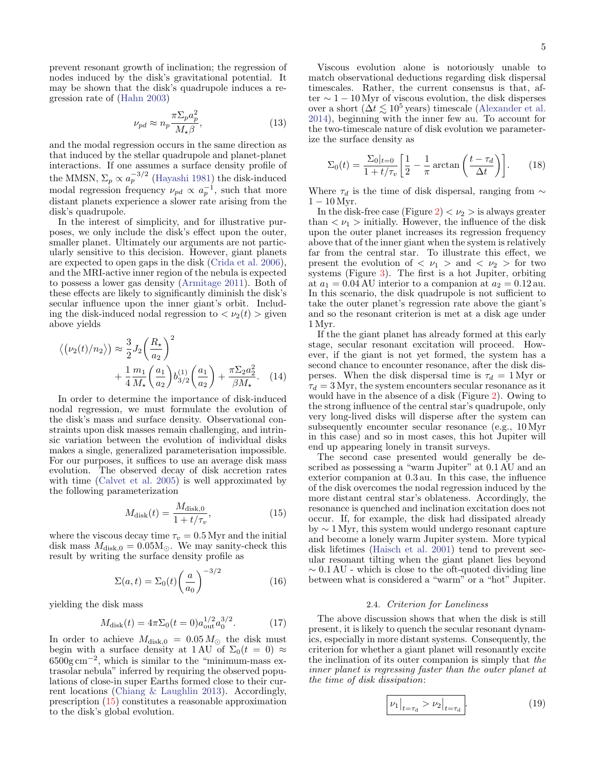prevent resonant growth of inclination; the regression of nodes induced by the disk's gravitational potential. It may be shown that the disk's quadrupole induces a regression rate of (Hahn 2003)

$$\nu_{pd} \approx n_p \frac{\pi \Sigma_p a_p^2}{M_\star \beta}, \tag{13}$$

and the modal regression occurs in the same direction as that induced by the stellar quadrupole and planet-planet interactions. If one assumes a surface density profile of the MMSN, $\Sigma_p \propto a_p^{-3/2}$ (Hayashi 1981) the disk-induced modal regression frequency $\nu_{pd} \propto a_p^{-1}$, such that more distant planets experience a slower rate arising from the disk's quadrupole.

In the interest of simplicity, and for illustrative purposes, we only include the disk's effect upon the outer, smaller planet. Ultimately our arguments are not particularly sensitive to this decision. However, giant planets are expected to open gaps in the disk (Crida et al. 2006), and the MRI-active inner region of the nebula is expected to possess a lower gas density (Armitage 2011). Both of these effects are likely to significantly diminish the disk's secular influence upon the inner giant's orbit. Including the disk-induced nodal regression to $<\nu_2(t)>$ given above yields

$$\Big\langle\big(\nu_2(t)/n_2\big)\Big\rangle \approx \frac{3}{2} J_2 \bigg(\frac{R_\star}{a_2}\bigg)^2 + \frac{1}{4}\frac{m_1}{M_\star}\bigg(\frac{a_1}{a_2}\bigg) b_{3/2}^{(1)}\bigg(\frac{a_1}{a_2}\bigg) + \frac{\pi \Sigma_2 a_2^2}{\beta M_\star}. \tag{14}$$

In order to determine the importance of disk-induced nodal regression, we must formulate the evolution of the disk's mass and surface density. Observational constraints upon disk masses remain challenging, and intrinsic variation between the evolution of individual disks makes a single, generalized parameterisation impossible. For our purposes, it suffices to use an average disk mass evolution. The observed decay of disk accretion rates with time (Calvet et al. 2005) is well approximated by the following parameterization

$$M_{\rm disk}(t) = \frac{M_{\rm disk,0}}{1+t/\tau_v}, \tag{15}$$

where the viscous decay time $\tau_v = 0.5\,$Myr and the initial disk mass $M_{\rm disk,0} = 0.05{\rm M}_\odot$. We may sanity-check this result by writing the surface density profile as

$$\Sigma(a,t) = \Sigma_0(t)\bigg(\frac{a}{a_0}\bigg)^{-3/2} \tag{16}$$

yielding the disk mass

$$M_{\rm disk}(t) = 4\pi \Sigma_0(t=0) a_{\rm out}^{1/2} a_0^{3/2}. \tag{17}$$

In order to achieve $M_{\rm disk,0} = 0.05\,M_\odot$ the disk must begin with a surface density at 1 AU of $\Sigma_0(t=0) \approx 6500{\rm g\,cm}^{-2}$, which is similar to the "minimum-mass extrasolar nebula" inferred by requiring the observed populations of close-in super Earths formed close to their current locations (Chiang & Laughlin 2013). Accordingly, prescription (15) constitutes a reasonable approximation to the disk's global evolution.

Viscous evolution alone is notoriously unable to match observational deductions regarding disk dispersal timescales. Rather, the current consensus is that, after $\sim 1-10\,$Myr of viscous evolution, the disk disperses over a short ($\Delta t \lesssim 10^5$ years) timescale (Alexander et al. 2014), beginning with the inner few au. To account for the two-timescale nature of disk evolution we parameterize the surface density as

$$\Sigma_0(t) = \frac{\Sigma_0|_{t=0}}{1+t/\tau_v}\bigg[\frac{1}{2} - \frac{1}{\pi}\arctan\bigg(\frac{t-\tau_d}{\Delta t}\bigg)\bigg]. \tag{18}$$

Where $\tau_d$ is the time of disk dispersal, ranging from $\sim 1-10\,$Myr.

In the disk-free case (Figure 2) $<\nu_2>$ is always greater than $<\nu_1>$ initially. However, the influence of the disk upon the outer planet increases its regression frequency above that of the inner giant when the system is relatively far from the central star. To illustrate this effect, we present the evolution of $<\nu_1>$ and $<\nu_2>$ for two systems (Figure 3). The first is a hot Jupiter, orbiting at $a_1 = 0.04\,$AU interior to a companion at $a_2 = 0.12\,$au. In this scenario, the disk quadrupole is not sufficient to take the outer planet's regression rate above the giant's and so the resonant criterion is met at a disk age under 1 Myr.

If the the giant planet has already formed at this early stage, secular resonant excitation will proceed. However, if the giant is not yet formed, the system has a second chance to encounter resonance, after the disk disperses. When the disk dispersal time is $\tau_d = 1\,$Myr or $\tau_d = 3\,$Myr, the system encounters secular resonance as it would have in the absence of a disk (Figure 2). Owing to the strong influence of the central star's quadrupole, only very long-lived disks will disperse after the system can subsequently encounter secular resonance (e.g., 10 Myr in this case) and so in most cases, this hot Jupiter will end up appearing lonely in transit surveys.

The second case presented would generally be described as possessing a "warm Jupiter" at 0.1 AU and an exterior companion at 0.3 au. In this case, the influence of the disk overcomes the nodal regression induced by the more distant central star's oblateness. Accordingly, the resonance is quenched and inclination excitation does not occur. If, for example, the disk had dissipated already by $\sim 1\,$Myr, this system would undergo resonant capture and become a lonely warm Jupiter system. More typical disk lifetimes (Haisch et al. 2001) tend to prevent secular resonant tilting when the giant planet lies beyond $\sim 0.1\,$AU - which is close to the oft-quoted dividing line between what is considered a "warm" or a "hot" Jupiter.

### 2.4. *Criterion for Loneliness*

The above discussion shows that when the disk is still present, it is likely to quench the secular resonant dynamics, especially in more distant systems. Consequently, the criterion for whether a giant planet will resonantly excite the inclination of its outer companion is simply that *the inner planet is regressing faster than the outer planet at the time of disk dissipation*:

$$\boxed{\nu_1\big|_{t=\tau_{\rm d}} > \nu_2\big|_{t=\tau_{\rm d}}}. \tag{19}$$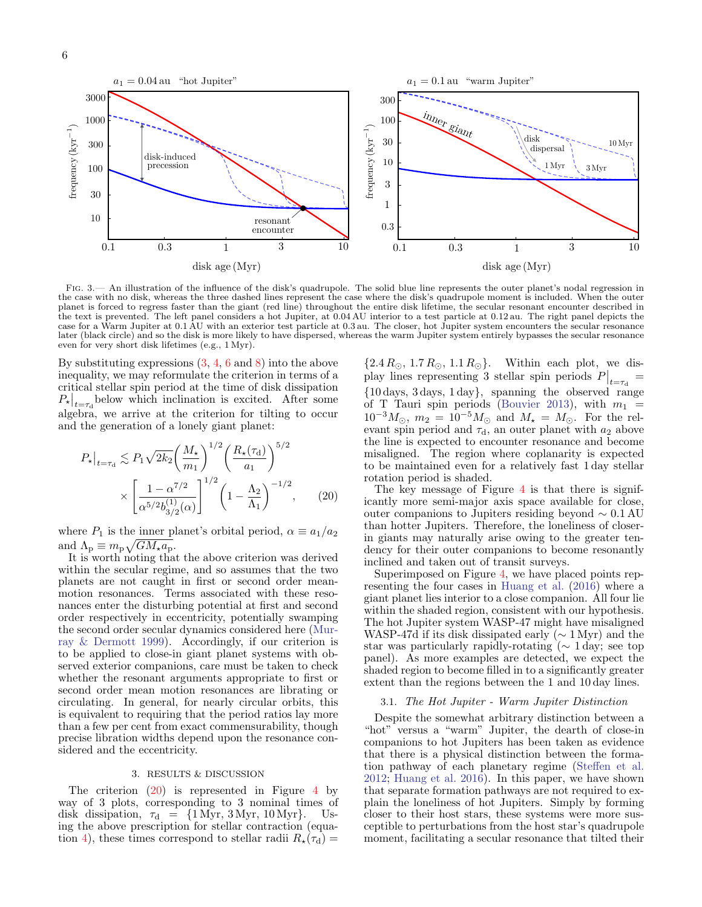FIG. 3.— An illustration of the influence of the disk's quadrupole. The solid blue line represents the outer planet's nodal regression in the case with no disk, whereas the three dashed lines represent the case where the disk's quadrupole moment is included. When the outer planet is forced to regress faster than the giant (red line) throughout the entire disk lifetime, the secular resonant encounter described in the text is prevented. The left panel considers a hot Jupiter, at 0.04 AU interior to a test particle at 0.12 au. The right panel depicts the case for a Warm Jupiter at 0.1 AU with an exterior test particle at 0.3 au. The closer, hot Jupiter system encounters the secular resonance later (black circle) and so the disk is more likely to have dispersed, whereas the warm Jupiter system entirely bypasses the secular resonance even for very short disk lifetimes (e.g., 1 Myr).

By substituting expressions (3, 4, 6 and 8) into the above inequality, we may reformulate the criterion in terms of a critical stellar spin period at the time of disk dissipation $P_\star\big|_{t=\tau_\mathrm{d}}$ below which inclination is excited. After some algebra, we arrive at the criterion for tilting to occur and the generation of a lonely giant planet:

$$P_\star\big|_{t=\tau_\mathrm{d}} \lesssim P_1\sqrt{2k_2}\left(\frac{M_\star}{m_1}\right)^{1/2}\left(\frac{R_\star(\tau_\mathrm{d})}{a_1}\right)^{5/2} \times\left[\frac{1-\alpha^{7/2}}{\alpha^{5/2}b_{3/2}^{(1)}(\alpha)}\right]^{1/2}\left(1-\frac{\Lambda_2}{\Lambda_1}\right)^{-1/2}, \qquad (20)$$

where $P_1$ is the inner planet's orbital period, $\alpha \equiv a_1/a_2$ and $\Lambda_\mathrm{p} \equiv m_\mathrm{p}\sqrt{GM_\star a_\mathrm{p}}$.

It is worth noting that the above criterion was derived within the secular regime, and so assumes that the two planets are not caught in first or second order mean-motion resonances. Terms associated with these resonances enter the disturbing potential at first and second order respectively in eccentricity, potentially swamping the second order secular dynamics considered here (Murray & Dermott 1999). Accordingly, if our criterion is to be applied to close-in giant planet systems with observed exterior companions, care must be taken to check whether the resonant arguments appropriate to first or second order mean motion resonances are librating or circulating. In general, for nearly circular orbits, this is equivalent to requiring that the period ratios lay more than a few per cent from exact commensurability, though precise libration widths depend upon the resonance considered and the eccentricity.

## 3. RESULTS & DISCUSSION

The criterion (20) is represented in Figure 4 by way of 3 plots, corresponding to 3 nominal times of disk dissipation, $\tau_\mathrm{d} = \{1\,\mathrm{Myr}, 3\,\mathrm{Myr}, 10\,\mathrm{Myr}\}$. Using the above prescription for stellar contraction (equation 4), these times correspond to stellar radii $R_\star(\tau_\mathrm{d}) = \{2.4\,R_\odot, 1.7\,R_\odot, 1.1\,R_\odot\}$. Within each plot, we display lines representing 3 stellar spin periods $P\big|_{t=\tau_\mathrm{d}} = \{10\,\mathrm{days}, 3\,\mathrm{days}, 1\,\mathrm{day}\}$, spanning the observed range of T Tauri spin periods (Bouvier 2013), with $m_1 = 10^{-3}M_\odot$, $m_2 = 10^{-5}M_\odot$ and $M_\star = M_\odot$. For the relevant spin period and $\tau_\mathrm{d}$, an outer planet with $a_2$ above the line is expected to encounter resonance and become misaligned. The region where coplanarity is expected to be maintained even for a relatively fast 1 day stellar rotation period is shaded.

The key message of Figure 4 is that there is significantly more semi-major axis space available for close, outer companions to Jupiters residing beyond $\sim 0.1$ AU than hotter Jupiters. Therefore, the loneliness of closer-in giants may naturally arise owing to the greater tendency for their outer companions to become resonantly inclined and taken out of transit surveys.

Superimposed on Figure 4, we have placed points representing the four cases in Huang et al. (2016) where a giant planet lies interior to a close companion. All four lie within the shaded region, consistent with our hypothesis. The hot Jupiter system WASP-47 might have misaligned WASP-47d if its disk dissipated early ($\sim 1$ Myr) and the star was particularly rapidly-rotating ($\sim 1$ day; see top panel). As more examples are detected, we expect the shaded region to become filled in to a significantly greater extent than the regions between the 1 and 10 day lines.

### 3.1. *The Hot Jupiter - Warm Jupiter Distinction*

Despite the somewhat arbitrary distinction between a "hot" versus a "warm" Jupiter, the dearth of close-in companions to hot Jupiters has been taken as evidence that there is a physical distinction between the formation pathway of each planetary regime (Steffen et al. 2012; Huang et al. 2016). In this paper, we have shown that separate formation pathways are not required to explain the loneliness of hot Jupiters. Simply by forming closer to their host stars, these systems were more susceptible to perturbations from the host star's quadrupole moment, facilitating a secular resonance that tilted their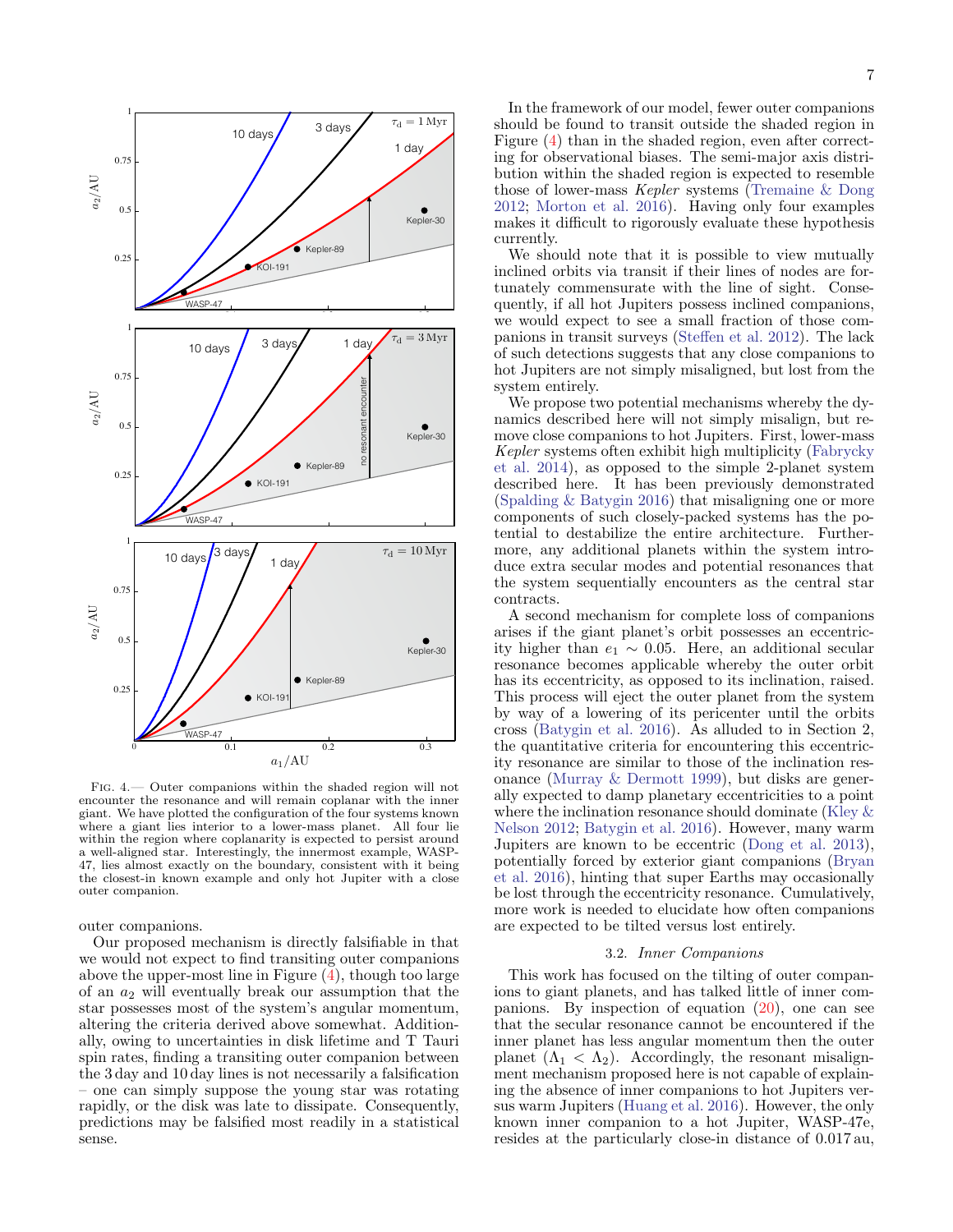FIG. 4.— Outer companions within the shaded region will not encounter the resonance and will remain coplanar with the inner giant. We have plotted the configuration of the four systems known where a giant lies interior to a lower-mass planet. All four lie within the region where coplanarity is expected to persist around a well-aligned star. Interestingly, the innermost example, WASP-47, lies almost exactly on the boundary, consistent with it being the closest-in known example and only hot Jupiter with a close outer companion.

outer companions.

Our proposed mechanism is directly falsifiable in that we would not expect to find transiting outer companions above the upper-most line in Figure (4), though too large of an $a_2$ will eventually break our assumption that the star possesses most of the system's angular momentum, altering the criteria derived above somewhat. Additionally, owing to uncertainties in disk lifetime and T Tauri spin rates, finding a transiting outer companion between the 3 day and 10 day lines is not necessarily a falsification – one can simply suppose the young star was rotating rapidly, or the disk was late to dissipate. Consequently, predictions may be falsified most readily in a statistical sense.

In the framework of our model, fewer outer companions should be found to transit outside the shaded region in Figure (4) than in the shaded region, even after correcting for observational biases. The semi-major axis distribution within the shaded region is expected to resemble those of lower-mass *Kepler* systems (Tremaine & Dong 2012; Morton et al. 2016). Having only four examples makes it difficult to rigorously evaluate these hypothesis currently.

We should note that it is possible to view mutually inclined orbits via transit if their lines of nodes are fortunately commensurate with the line of sight. Consequently, if all hot Jupiters possess inclined companions, we would expect to see a small fraction of those companions in transit surveys (Steffen et al. 2012). The lack of such detections suggests that any close companions to hot Jupiters are not simply misaligned, but lost from the system entirely.

We propose two potential mechanisms whereby the dynamics described here will not simply misalign, but remove close companions to hot Jupiters. First, lower-mass *Kepler* systems often exhibit high multiplicity (Fabrycky et al. 2014), as opposed to the simple 2-planet system described here. It has been previously demonstrated (Spalding & Batygin 2016) that misaligning one or more components of such closely-packed systems has the potential to destabilize the entire architecture. Furthermore, any additional planets within the system introduce extra secular modes and potential resonances that the system sequentially encounters as the central star contracts.

A second mechanism for complete loss of companions arises if the giant planet's orbit possesses an eccentricity higher than $e_1 \sim 0.05$. Here, an additional secular resonance becomes applicable whereby the outer orbit has its eccentricity, as opposed to its inclination, raised. This process will eject the outer planet from the system by way of a lowering of its pericenter until the orbits cross (Batygin et al. 2016). As alluded to in Section 2, the quantitative criteria for encountering this eccentricity resonance are similar to those of the inclination resonance (Murray & Dermott 1999), but disks are generally expected to damp planetary eccentricities to a point where the inclination resonance should dominate (Kley & Nelson 2012; Batygin et al. 2016). However, many warm Jupiters are known to be eccentric (Dong et al. 2013), potentially forced by exterior giant companions (Bryan et al. 2016), hinting that super Earths may occasionally be lost through the eccentricity resonance. Cumulatively, more work is needed to elucidate how often companions are expected to be tilted versus lost entirely.

### 3.2. *Inner Companions*

This work has focused on the tilting of outer companions to giant planets, and has talked little of inner companions. By inspection of equation (20), one can see that the secular resonance cannot be encountered if the inner planet has less angular momentum then the outer planet ($\Lambda_1 < \Lambda_2$). Accordingly, the resonant misalignment mechanism proposed here is not capable of explaining the absence of inner companions to hot Jupiters versus warm Jupiters (Huang et al. 2016). However, the only known inner companion to a hot Jupiter, WASP-47e, resides at the particularly close-in distance of 0.017 au,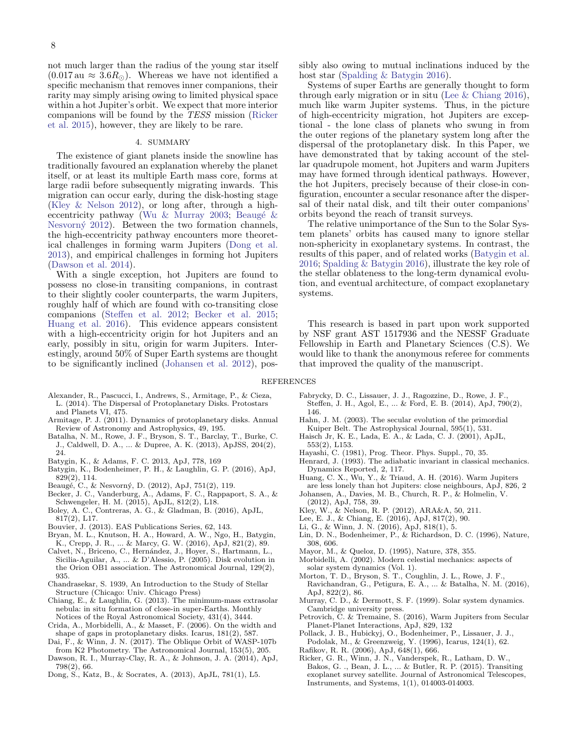not much larger than the radius of the young star itself ($0.017\,\mathrm{au} \approx 3.6 R_{\odot}$). Whereas we have not identified a specific mechanism that removes inner companions, their rarity may simply arising owing to limited physical space within a hot Jupiter's orbit. We expect that more interior companions will be found by the *TESS* mission (Ricker et al. 2015), however, they are likely to be rare.

## 4. SUMMARY

The existence of giant planets inside the snowline has traditionally favoured an explanation whereby the planet itself, or at least its multiple Earth mass core, forms at large radii before subsequently migrating inwards. This migration can occur early, during the disk-hosting stage (Kley & Nelson 2012), or long after, through a high-eccentricity pathway (Wu & Murray 2003; Beaugé & Nesvorný 2012). Between the two formation channels, the high-eccentricity pathway encounters more theoretical challenges in forming warm Jupiters (Dong et al. 2013), and empirical challenges in forming hot Jupiters (Dawson et al. 2014).

With a single exception, hot Jupiters are found to possess no close-in transiting companions, in contrast to their slightly cooler counterparts, the warm Jupiters, roughly half of which are found with co-transiting close companions (Steffen et al. 2012; Becker et al. 2015; Huang et al. 2016). This evidence appears consistent with a high-eccentricity origin for hot Jupiters and an early, possibly in situ, origin for warm Jupiters. Interestingly, around 50% of Super Earth systems are thought to be significantly inclined (Johansen et al. 2012), possibly also owing to mutual inclinations induced by the host star (Spalding & Batygin 2016).

Systems of super Earths are generally thought to form through early migration or in situ (Lee & Chiang 2016), much like warm Jupiter systems. Thus, in the picture of high-eccentricity migration, hot Jupiters are exceptional - the lone class of planets who swung in from the outer regions of the planetary system long after the dispersal of the protoplanetary disk. In this Paper, we have demonstrated that by taking account of the stellar quadrupole moment, hot Jupiters and warm Jupiters may have formed through identical pathways. However, the hot Jupiters, precisely because of their close-in configuration, encounter a secular resonance after the dispersal of their natal disk, and tilt their outer companions' orbits beyond the reach of transit surveys.

The relative unimportance of the Sun to the Solar System planets' orbits has caused many to ignore stellar non-sphericity in exoplanetary systems. In contrast, the results of this paper, and of related works (Batygin et al. 2016; Spalding & Batygin 2016), illustrate the key role of the stellar oblateness to the long-term dynamical evolution, and eventual architecture, of compact exoplanetary systems.

This research is based in part upon work supported by NSF grant AST 1517936 and the NESSF Graduate Fellowship in Earth and Planetary Sciences (C.S). We would like to thank the anonymous referee for comments that improved the quality of the manuscript.

## REFERENCES

Alexander, R., Pascucci, I., Andrews, S., Armitage, P., & Cieza, L. (2014). The Dispersal of Protoplanetary Disks. Protostars and Planets VI, 475.

Armitage, P. J. (2011). Dynamics of protoplanetary disks. Annual Review of Astronomy and Astrophysics, 49, 195.

Batalha, N. M., Rowe, J. F., Bryson, S. T., Barclay, T., Burke, C. J., Caldwell, D. A., ... & Dupree, A. K. (2013), ApJSS, 204(2), 24.

Batygin, K., & Adams, F. C. 2013, ApJ, 778, 169

Batygin, K., Bodenheimer, P. H., & Laughlin, G. P. (2016), ApJ, 829(2), 114.

Beaugé, C., & Nesvorný, D. (2012), ApJ, 751(2), 119.

Becker, J. C., Vanderburg, A., Adams, F. C., Rappaport, S. A., & Schwengeler, H. M. (2015), ApJL, 812(2), L18.

Boley, A. C., Contreras, A. G., & Gladman, B. (2016), ApJL, 817(2), L17.

Bouvier, J. (2013). EAS Publications Series, 62, 143.

Bryan, M. L., Knutson, H. A., Howard, A. W., Ngo, H., Batygin, K., Crepp, J. R., ... & Marcy, G. W. (2016), ApJ, 821(2), 89.

Calvet, N., Briceno, C., Hernández, J., Hoyer, S., Hartmann, L., Sicilia-Aguilar, A., ... & D'Alessio, P. (2005). Disk evolution in the Orion OB1 association. The Astronomical Journal, 129(2), 935.

Chandrasekar, S. 1939, An Introduction to the Study of Stellar Structure (Chicago: Univ. Chicago Press)

Chiang, E., & Laughlin, G. (2013). The minimum-mass extrasolar nebula: in situ formation of close-in super-Earths. Monthly Notices of the Royal Astronomical Society, 431(4), 3444.

Crida, A., Morbidelli, A., & Masset, F. (2006). On the width and shape of gaps in protoplanetary disks. Icarus, 181(2), 587.

Dai, F., & Winn, J. N. (2017). The Oblique Orbit of WASP-107b from K2 Photometry. The Astronomical Journal, 153(5), 205.

Dawson, R. I., Murray-Clay, R. A., & Johnson, J. A. (2014), ApJ, 798(2), 66.

Dong, S., Katz, B., & Socrates, A. (2013), ApJL, 781(1), L5.

Fabrycky, D. C., Lissauer, J. J., Ragozzine, D., Rowe, J. F., Steffen, J. H., Agol, E., ... & Ford, E. B. (2014), ApJ, 790(2), 146.

Hahn, J. M. (2003). The secular evolution of the primordial Kuiper Belt. The Astrophysical Journal, 595(1), 531.

Haisch Jr, K. E., Lada, E. A., & Lada, C. J. (2001), ApJL, 553(2), L153.

Hayashi, C. (1981), Prog. Theor. Phys. Suppl., 70, 35.

Henrard, J. (1993). The adiabatic invariant in classical mechanics. Dynamics Reported, 2, 117.

Huang, C. X., Wu, Y., & Triaud, A. H. (2016). Warm Jupiters are less lonely than hot Jupiters: close neighbours, ApJ, 826, 2

Johansen, A., Davies, M. B., Church, R. P., & Holmelin, V. (2012), ApJ, 758, 39.

Kley, W., & Nelson, R. P. (2012), ARA&A, 50, 211.

Lee, E. J., & Chiang, E. (2016), ApJ, 817(2), 90.

Li, G., & Winn, J. N. (2016), ApJ, 818(1), 5.

Lin, D. N., Bodenheimer, P., & Richardson, D. C. (1996), Nature, 308, 606.

Mayor, M., & Queloz, D. (1995), Nature, 378, 355.

Morbidelli, A. (2002). Modern celestial mechanics: aspects of solar system dynamics (Vol. 1).

Morton, T. D., Bryson, S. T., Coughlin, J. L., Rowe, J. F., Ravichandran, G., Petigura, E. A., ... & Batalha, N. M. (2016), ApJ, 822(2), 86.

Murray, C. D., & Dermott, S. F. (1999). Solar system dynamics. Cambridge university press.

Petrovich, C. & Tremaine, S. (2016), Warm Jupiters from Secular Planet-Planet Interactions, ApJ, 829, 132

Pollack, J. B., Hubickyj, O., Bodenheimer, P., Lissauer, J. J., Podolak, M., & Greenzweig, Y. (1996), Icarus, 124(1), 62.

Rafikov, R. R. (2006), ApJ, 648(1), 666.

Ricker, G. R., Winn, J. N., Vanderspek, R., Latham, D. W., Bakos, G. ., Bean, J. L., ... & Butler, R. P. (2015). Transiting exoplanet survey satellite. Journal of Astronomical Telescopes, Instruments, and Systems, 1(1), 014003-014003.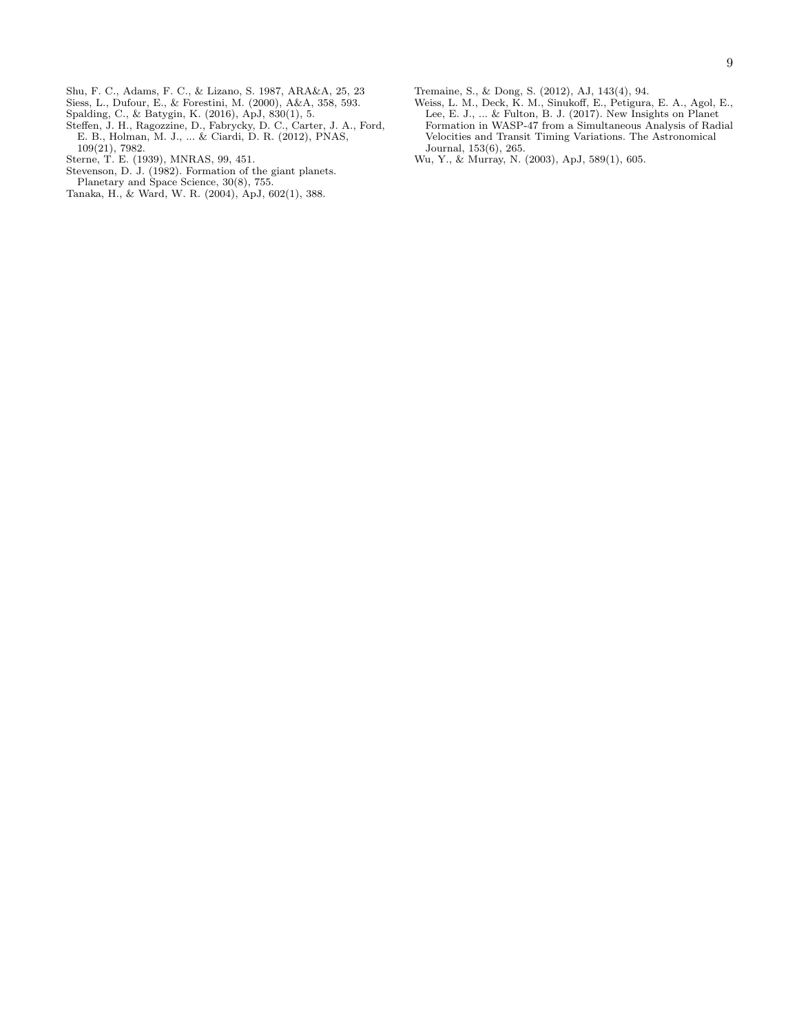Shu, F. C., Adams, F. C., & Lizano, S. 1987, ARA&A, 25, 23

Siess, L., Dufour, E., & Forestini, M. (2000), A&A, 358, 593.

Spalding, C., & Batygin, K. (2016), ApJ, 830(1), 5.

Steffen, J. H., Ragozzine, D., Fabrycky, D. C., Carter, J. A., Ford, E. B., Holman, M. J., ... & Ciardi, D. R. (2012), PNAS, 109(21), 7982.

Sterne, T. E. (1939), MNRAS, 99, 451.

Stevenson, D. J. (1982). Formation of the giant planets. Planetary and Space Science, 30(8), 755.

Tanaka, H., & Ward, W. R. (2004), ApJ, 602(1), 388.

Tremaine, S., & Dong, S. (2012), AJ, 143(4), 94.

Weiss, L. M., Deck, K. M., Sinukoff, E., Petigura, E. A., Agol, E., Lee, E. J., ... & Fulton, B. J. (2017). New Insights on Planet Formation in WASP-47 from a Simultaneous Analysis of Radial Velocities and Transit Timing Variations. The Astronomical Journal, 153(6), 265.

Wu, Y., & Murray, N. (2003), ApJ, 589(1), 605.